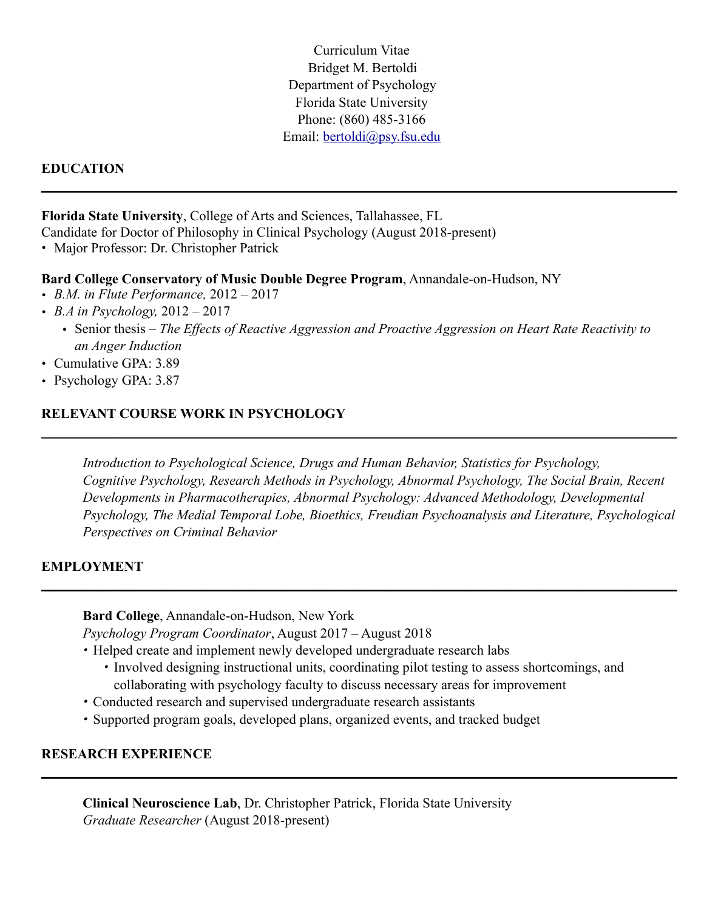Curriculum Vitae
Bridget M. Bertoldi
Department of Psychology
Florida State University
Phone: (860) 485-3166
Email: [bertoldi@psy.fsu.edu](mailto:bertoldi@psy.fsu.edu)

## EDUCATION

**Florida State University**, College of Arts and Sciences, Tallahassee, FL
Candidate for Doctor of Philosophy in Clinical Psychology (August 2018-present)

- Major Professor: Dr. Christopher Patrick

**Bard College Conservatory of Music Double Degree Program**, Annandale-on-Hudson, NY

- *B.M. in Flute Performance,* 2012 – 2017
- *B.A in Psychology,* 2012 – 2017
    - Senior thesis – *The Effects of Reactive Aggression and Proactive Aggression on Heart Rate Reactivity to an Anger Induction*
- Cumulative GPA: 3.89
- Psychology GPA: 3.87

## RELEVANT COURSE WORK IN PSYCHOLOGY

*Introduction to Psychological Science, Drugs and Human Behavior, Statistics for Psychology, Cognitive Psychology, Research Methods in Psychology, Abnormal Psychology, The Social Brain, Recent Developments in Pharmacotherapies, Abnormal Psychology: Advanced Methodology, Developmental Psychology, The Medial Temporal Lobe, Bioethics, Freudian Psychoanalysis and Literature, Psychological Perspectives on Criminal Behavior*

## EMPLOYMENT

**Bard College**, Annandale-on-Hudson, New York
*Psychology Program Coordinator*, August 2017 – August 2018

- Helped create and implement newly developed undergraduate research labs
    - Involved designing instructional units, coordinating pilot testing to assess shortcomings, and collaborating with psychology faculty to discuss necessary areas for improvement
- Conducted research and supervised undergraduate research assistants
- Supported program goals, developed plans, organized events, and tracked budget

## RESEARCH EXPERIENCE

**Clinical Neuroscience Lab**, Dr. Christopher Patrick, Florida State University
*Graduate Researcher* (August 2018-present)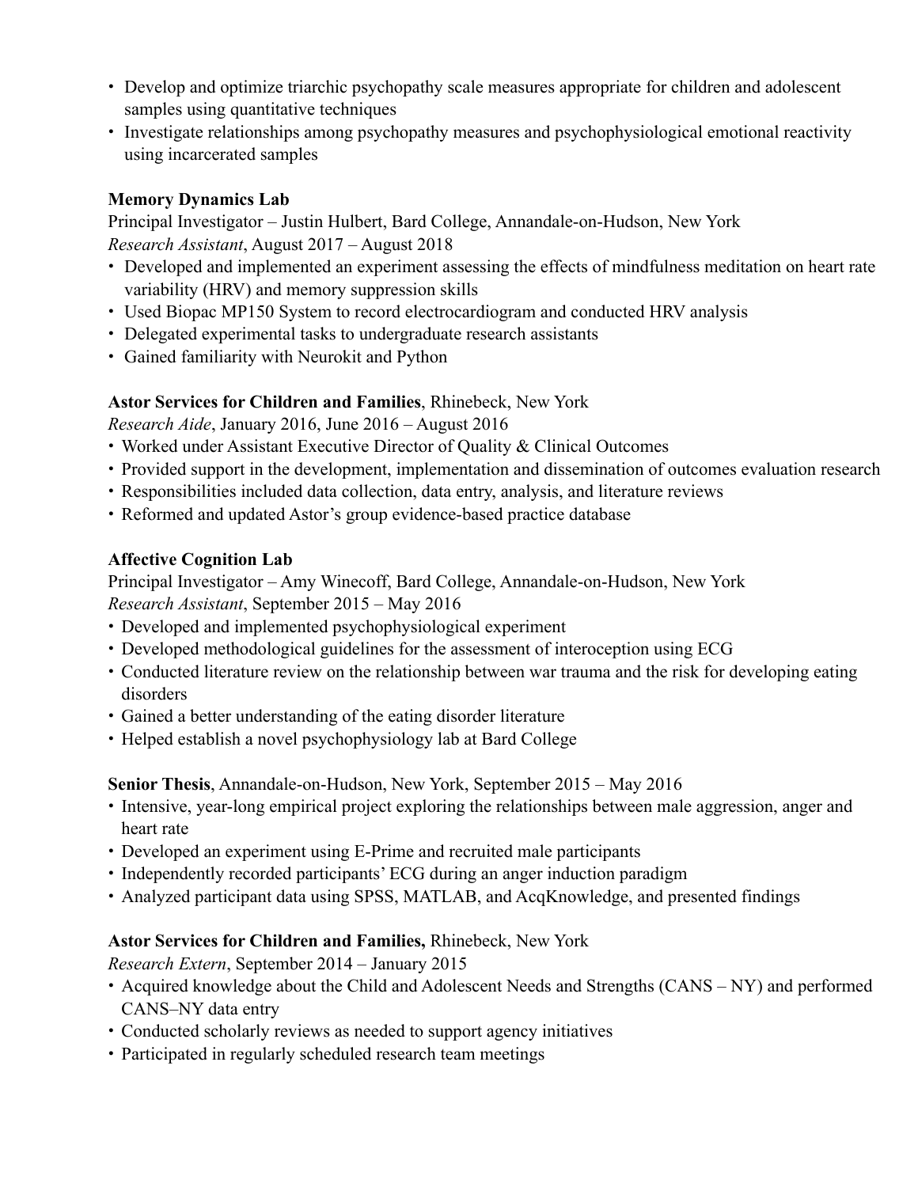- Develop and optimize triarchic psychopathy scale measures appropriate for children and adolescent samples using quantitative techniques
- Investigate relationships among psychopathy measures and psychophysiological emotional reactivity using incarcerated samples

**Memory Dynamics Lab**
Principal Investigator – Justin Hulbert, Bard College, Annandale-on-Hudson, New York
*Research Assistant*, August 2017 – August 2018

- Developed and implemented an experiment assessing the effects of mindfulness meditation on heart rate variability (HRV) and memory suppression skills
- Used Biopac MP150 System to record electrocardiogram and conducted HRV analysis
- Delegated experimental tasks to undergraduate research assistants
- Gained familiarity with Neurokit and Python

**Astor Services for Children and Families**, Rhinebeck, New York
*Research Aide*, January 2016, June 2016 – August 2016

- Worked under Assistant Executive Director of Quality & Clinical Outcomes
- Provided support in the development, implementation and dissemination of outcomes evaluation research
- Responsibilities included data collection, data entry, analysis, and literature reviews
- Reformed and updated Astor's group evidence-based practice database

**Affective Cognition Lab**
Principal Investigator – Amy Winecoff, Bard College, Annandale-on-Hudson, New York
*Research Assistant*, September 2015 – May 2016

- Developed and implemented psychophysiological experiment
- Developed methodological guidelines for the assessment of interoception using ECG
- Conducted literature review on the relationship between war trauma and the risk for developing eating disorders
- Gained a better understanding of the eating disorder literature
- Helped establish a novel psychophysiology lab at Bard College

**Senior Thesis**, Annandale-on-Hudson, New York, September 2015 – May 2016

- Intensive, year-long empirical project exploring the relationships between male aggression, anger and heart rate
- Developed an experiment using E-Prime and recruited male participants
- Independently recorded participants' ECG during an anger induction paradigm
- Analyzed participant data using SPSS, MATLAB, and AcqKnowledge, and presented findings

**Astor Services for Children and Families,** Rhinebeck, New York
*Research Extern*, September 2014 – January 2015

- Acquired knowledge about the Child and Adolescent Needs and Strengths (CANS – NY) and performed CANS–NY data entry
- Conducted scholarly reviews as needed to support agency initiatives
- Participated in regularly scheduled research team meetings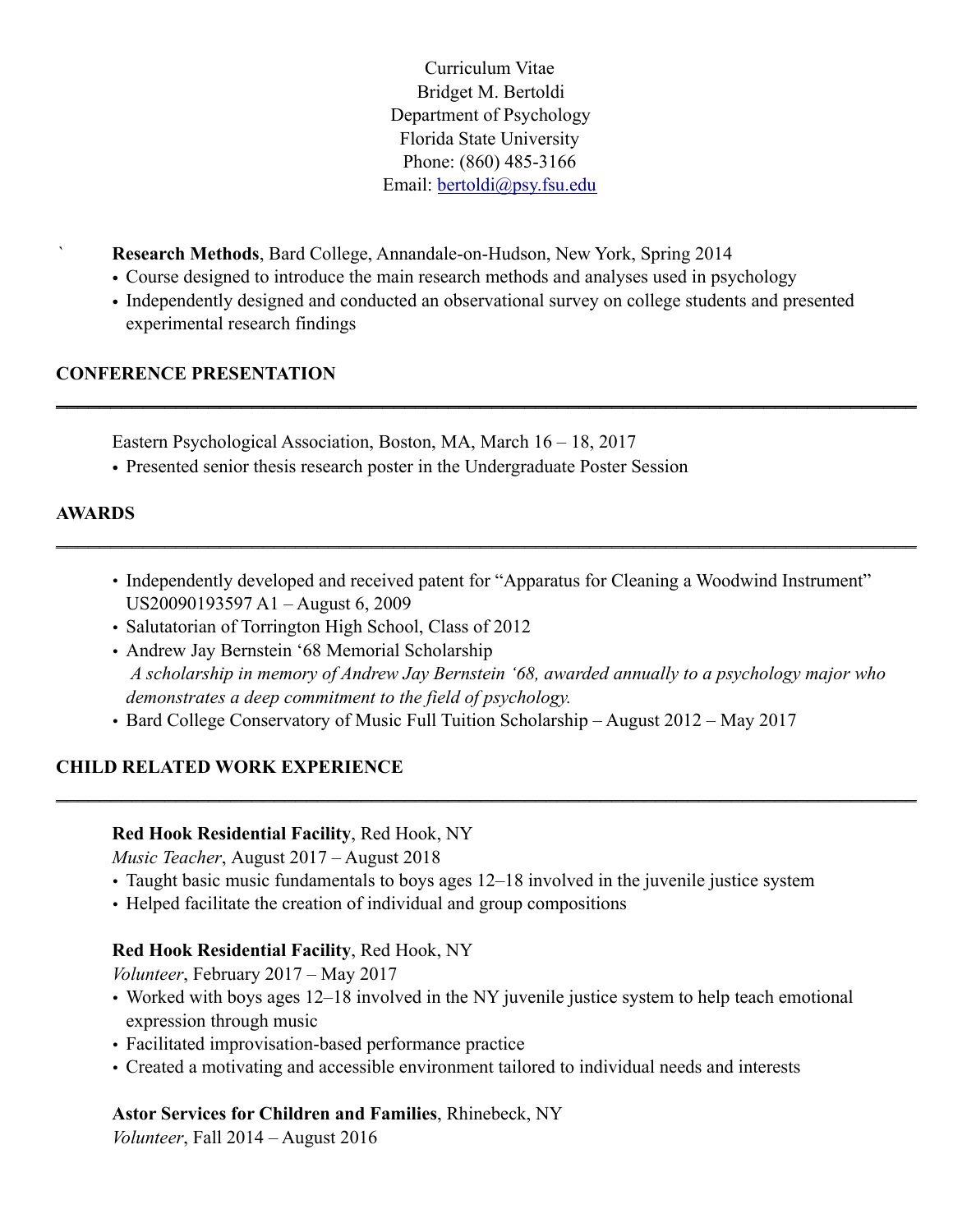Curriculum Vitae
Bridget M. Bertoldi
Department of Psychology
Florida State University
Phone: (860) 485-3166
Email: bertoldi@psy.fsu.edu

` **Research Methods**, Bard College, Annandale-on-Hudson, New York, Spring 2014

- Course designed to introduce the main research methods and analyses used in psychology
- Independently designed and conducted an observational survey on college students and presented experimental research findings

## CONFERENCE PRESENTATION

Eastern Psychological Association, Boston, MA, March 16 – 18, 2017

- Presented senior thesis research poster in the Undergraduate Poster Session

## AWARDS

- Independently developed and received patent for "Apparatus for Cleaning a Woodwind Instrument" US20090193597 A1 – August 6, 2009
- Salutatorian of Torrington High School, Class of 2012
- Andrew Jay Bernstein '68 Memorial Scholarship
  *A scholarship in memory of Andrew Jay Bernstein '68, awarded annually to a psychology major who demonstrates a deep commitment to the field of psychology.*
- Bard College Conservatory of Music Full Tuition Scholarship – August 2012 – May 2017

## CHILD RELATED WORK EXPERIENCE

**Red Hook Residential Facility**, Red Hook, NY
*Music Teacher*, August 2017 – August 2018

- Taught basic music fundamentals to boys ages 12–18 involved in the juvenile justice system
- Helped facilitate the creation of individual and group compositions

**Red Hook Residential Facility**, Red Hook, NY
*Volunteer*, February 2017 – May 2017

- Worked with boys ages 12–18 involved in the NY juvenile justice system to help teach emotional expression through music
- Facilitated improvisation-based performance practice
- Created a motivating and accessible environment tailored to individual needs and interests

**Astor Services for Children and Families**, Rhinebeck, NY
*Volunteer*, Fall 2014 – August 2016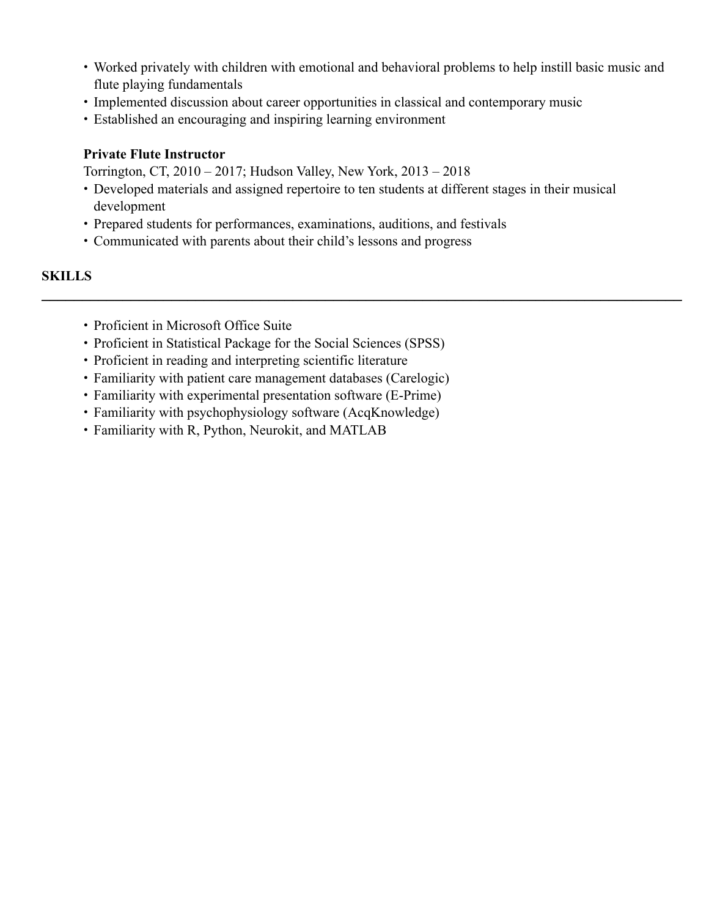- Worked privately with children with emotional and behavioral problems to help instill basic music and flute playing fundamentals
- Implemented discussion about career opportunities in classical and contemporary music
- Established an encouraging and inspiring learning environment

**Private Flute Instructor**

Torrington, CT, 2010 – 2017; Hudson Valley, New York, 2013 – 2018

- Developed materials and assigned repertoire to ten students at different stages in their musical development
- Prepared students for performances, examinations, auditions, and festivals
- Communicated with parents about their child's lessons and progress

## SKILLS

---

- Proficient in Microsoft Office Suite
- Proficient in Statistical Package for the Social Sciences (SPSS)
- Proficient in reading and interpreting scientific literature
- Familiarity with patient care management databases (Carelogic)
- Familiarity with experimental presentation software (E-Prime)
- Familiarity with psychophysiology software (AcqKnowledge)
- Familiarity with R, Python, Neurokit, and MATLAB